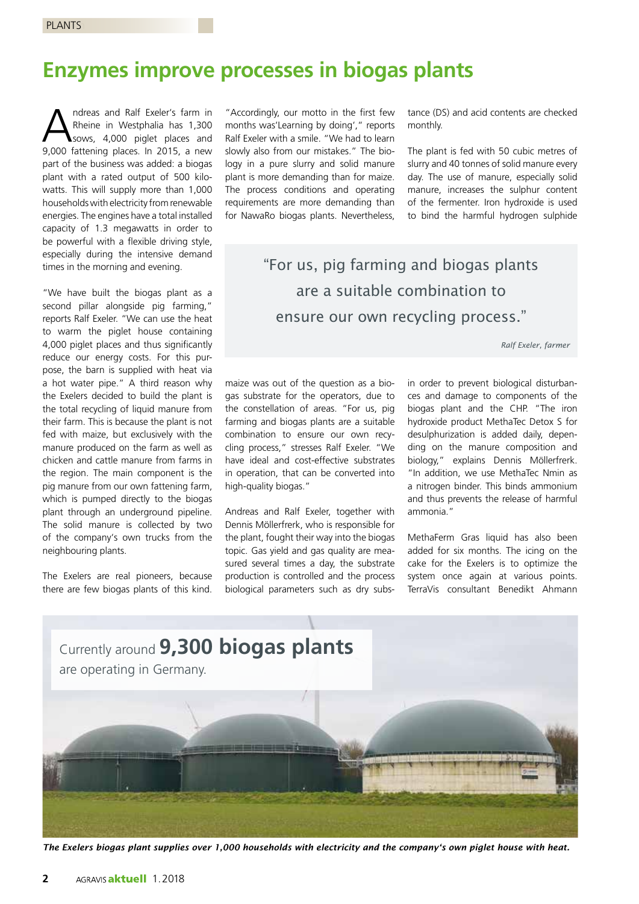# Enzymes improve processes in biogas plants

Andreas and Ralf Exeler's farm in Rheine in Westphalia has 1,300 sows, 4,000 piglet places and 9,000 fattening places. In 2015, a new part of the business was added: a biogas plant with a rated output of 500 kilowatts. This will supply more than 1,000 households with electricity from renewable energies. The engines have a total installed capacity of 1.3 megawatts in order to be powerful with a flexible driving style, especially during the intensive demand times in the morning and evening.

"We have built the biogas plant as a second pillar alongside pig farming," reports Ralf Exeler. "We can use the heat to warm the piglet house containing 4,000 piglet places and thus significantly reduce our energy costs. For this purpose, the barn is supplied with heat via a hot water pipe." A third reason why the Exelers decided to build the plant is the total recycling of liquid manure from their farm. This is because the plant is not fed with maize, but exclusively with the manure produced on the farm as well as chicken and cattle manure from farms in the region. The main component is the pig manure from our own fattening farm, which is pumped directly to the biogas plant through an underground pipeline. The solid manure is collected by two of the company's own trucks from the neighbouring plants.

The Exelers are real pioneers, because there are few biogas plants of this kind. "Accordingly, our motto in the first few months was'Learning by doing'," reports Ralf Exeler with a smile. "We had to learn slowly also from our mistakes." The biology in a pure slurry and solid manure plant is more demanding than for maize. The process conditions and operating requirements are more demanding than for NawaRo biogas plants. Nevertheless, maize was out of the question as a biogas substrate for the operators, due to the constellation of areas. "For us, pig farming and biogas plants are a suitable combination to ensure our own recycling process," stresses Ralf Exeler. "We have ideal and cost-effective substrates in operation, that can be converted into high-quality biogas."

> "For us, pig farming and biogas plants are a suitable combination to ensure our own recycling process."
>
> *Ralf Exeler, farmer*

Andreas and Ralf Exeler, together with Dennis Möllerfrerk, who is responsible for the plant, fought their way into the biogas topic. Gas yield and gas quality are measured several times a day, the substrate production is controlled and the process biological parameters such as dry substance (DS) and acid contents are checked monthly.

The plant is fed with 50 cubic metres of slurry and 40 tonnes of solid manure every day. The use of manure, especially solid manure, increases the sulphur content of the fermenter. Iron hydroxide is used to bind the harmful hydrogen sulphide in order to prevent biological disturbances and damage to components of the biogas plant and the CHP. "The iron hydroxide product MethaTec Detox S for desulphurization is added daily, depending on the manure composition and biology," explains Dennis Möllerfrerk. "In addition, we use MethaTec Nmin as a nitrogen binder. This binds ammonium and thus prevents the release of harmful ammonia."

MethaFerm Gras liquid has also been added for six months. The icing on the cake for the Exelers is to optimize the system once again at various points. TerraVis consultant Benedikt Ahmann

Currently around **9,300 biogas plants** are operating in Germany.

*The Exelers biogas plant supplies over 1,000 households with electricity and the company's own piglet house with heat.*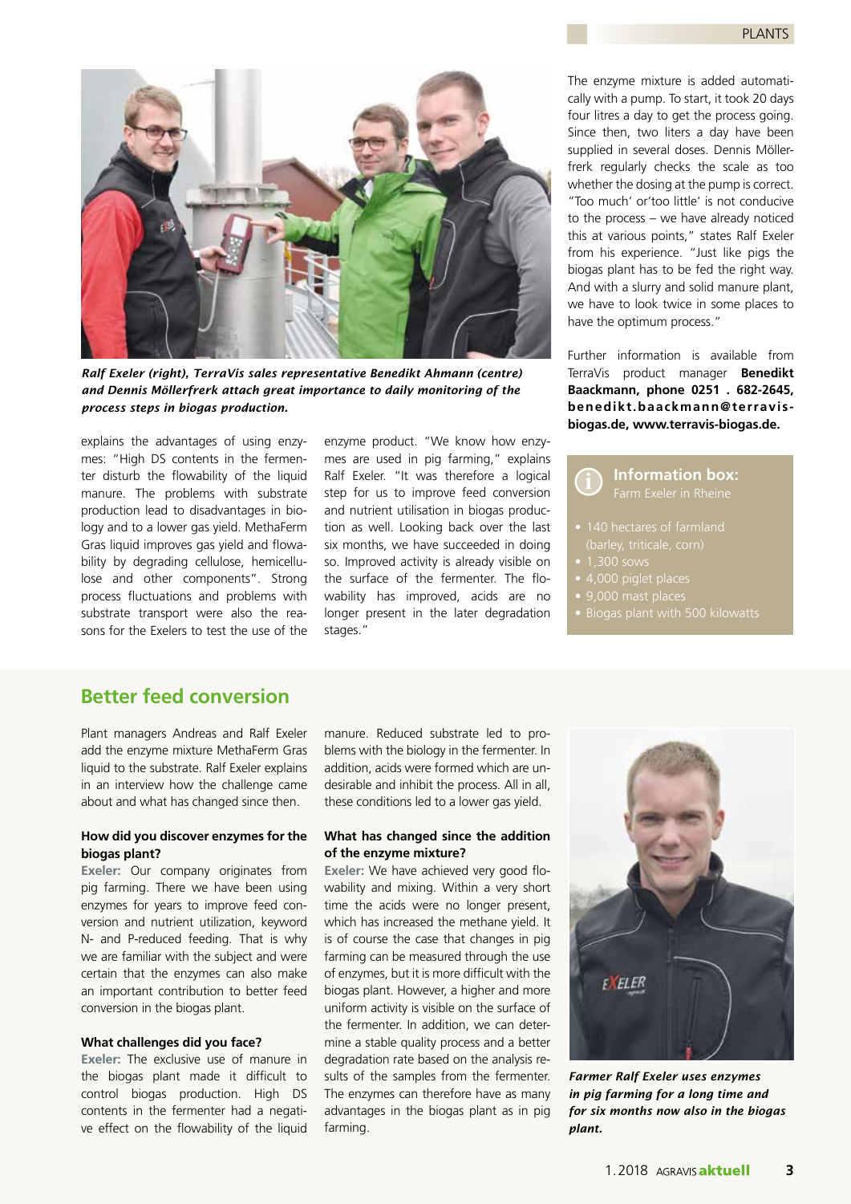*Ralf Exeler (right), TerraVis sales representative Benedikt Ahmann (centre) and Dennis Möllerfrerk attach great importance to daily monitoring of the process steps in biogas production.*

explains the advantages of using enzymes: "High DS contents in the fermenter disturb the flowability of the liquid manure. The problems with substrate production lead to disadvantages in biology and to a lower gas yield. MethaFerm Gras liquid improves gas yield and flowability by degrading cellulose, hemicellulose and other components". Strong process fluctuations and problems with substrate transport were also the reasons for the Exelers to test the use of the enzyme product. "We know how enzymes are used in pig farming," explains Ralf Exeler. "It was therefore a logical step for us to improve feed conversion and nutrient utilisation in biogas production as well. Looking back over the last six months, we have succeeded in doing so. Improved activity is already visible on the surface of the fermenter. The flowability has improved, acids are no longer present in the later degradation stages."

The enzyme mixture is added automatically with a pump. To start, it took 20 days four litres a day to get the process going. Since then, two liters a day have been supplied in several doses. Dennis Möllerfrerk regularly checks the scale as too whether the dosing at the pump is correct. "Too much' or'too little' is not conducive to the process – we have already noticed this at various points," states Ralf Exeler from his experience. "Just like pigs the biogas plant has to be fed the right way. And with a slurry and solid manure plant, we have to look twice in some places to have the optimum process."

Further information is available from TerraVis product manager **Benedikt Baackmann, phone 0251 . 682-2645, benedikt.baackmann@terravis-biogas.de, www.terravis-biogas.de.**

**Information box:**
Farm Exeler in Rheine

- 140 hectares of farmland (barley, triticale, corn)
- 1,300 sows
- 4,000 piglet places
- 9,000 mast places
- Biogas plant with 500 kilowatts

## Better feed conversion

Plant managers Andreas and Ralf Exeler add the enzyme mixture MethaFerm Gras liquid to the substrate. Ralf Exeler explains in an interview how the challenge came about and what has changed since then.

**How did you discover enzymes for the biogas plant?**

**Exeler:** Our company originates from pig farming. There we have been using enzymes for years to improve feed conversion and nutrient utilization, keyword N- and P-reduced feeding. That is why we are familiar with the subject and were certain that the enzymes can also make an important contribution to better feed conversion in the biogas plant.

**What challenges did you face?**

**Exeler:** The exclusive use of manure in the biogas plant made it difficult to control biogas production. High DS contents in the fermenter had a negative effect on the flowability of the liquid manure. Reduced substrate led to problems with the biology in the fermenter. In addition, acids were formed which are undesirable and inhibit the process. All in all, these conditions led to a lower gas yield.

**What has changed since the addition of the enzyme mixture?**

**Exeler:** We have achieved very good flowability and mixing. Within a very short time the acids were no longer present, which has increased the methane yield. It is of course the case that changes in pig farming can be measured through the use of enzymes, but it is more difficult with the biogas plant. However, a higher and more uniform activity is visible on the surface of the fermenter. In addition, we can determine a stable quality process and a better degradation rate based on the analysis results of the samples from the fermenter. The enzymes can therefore have as many advantages in the biogas plant as in pig farming.

*Farmer Ralf Exeler uses enzymes in pig farming for a long time and for six months now also in the biogas plant.*